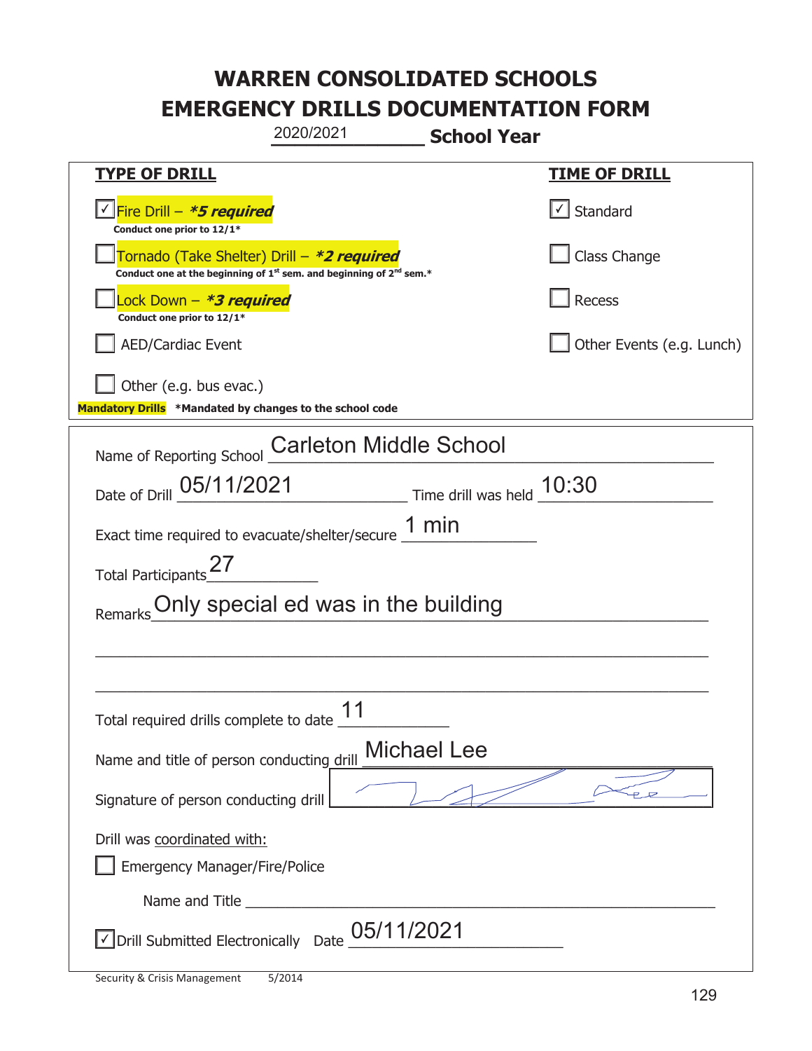# WARREN CONSOLIDATED SCHOOLS
# EMERGENCY DRILLS DOCUMENTATION FORM

2020/2021 **School Year**

| **TYPE OF DRILL** | **TIME OF DRILL** |
|---|---|
| ☑ Fire Drill – ***5 required*** Conduct one prior to 12/1* | ☑ Standard |
| ☐ Tornado (Take Shelter) Drill – ***2 required*** Conduct one at the beginning of 1st sem. and beginning of 2nd sem.* | ☐ Class Change |
| ☐ Lock Down – ***3 required*** Conduct one prior to 12/1* | ☐ Recess |
| ☐ AED/Cardiac Event | ☐ Other Events (e.g. Lunch) |
| ☐ Other (e.g. bus evac.) | |

**Mandatory Drills** ***Mandated by changes to the school code**

Name of Reporting School: Carleton Middle School

Date of Drill: 05/11/2021 Time drill was held: 10:30

Exact time required to evacuate/shelter/secure: 1 min

Total Participants: 27

Remarks: Only special ed was in the building

Total required drills complete to date: 11

Name and title of person conducting drill: Michael Lee

Signature of person conducting drill: [signature]

Drill was coordinated with:

☐ Emergency Manager/Fire/Police

Name and Title: ______

☑ Drill Submitted Electronically Date: 05/11/2021

Security & Crisis Management 5/2014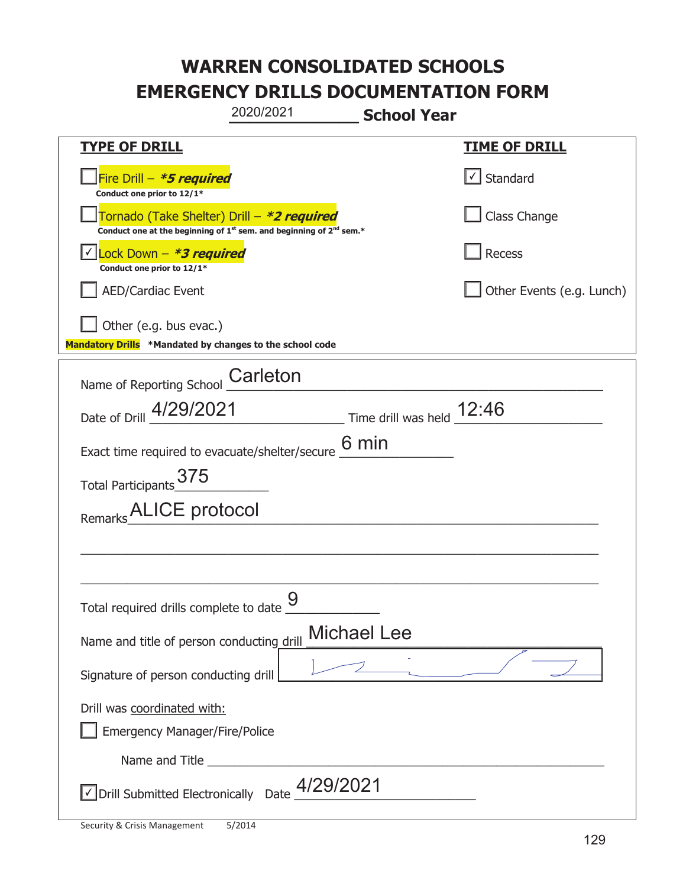# WARREN CONSOLIDATED SCHOOLS
# EMERGENCY DRILLS DOCUMENTATION FORM

2020/2021 **School Year**

| **TYPE OF DRILL** | **TIME OF DRILL** |
|---|---|
| ☐ Fire Drill – ***5 required*** <br> **Conduct one prior to 12/1*** | ☑ Standard |
| ☐ Tornado (Take Shelter) Drill – ***2 required*** <br> **Conduct one at the beginning of 1st sem. and beginning of 2nd sem.*** | ☐ Class Change |
| ☑ Lock Down – ***3 required*** <br> **Conduct one prior to 12/1*** | ☐ Recess |
| ☐ AED/Cardiac Event | ☐ Other Events (e.g. Lunch) |
| ☐ Other (e.g. bus evac.) | |

**Mandatory Drills** **\*Mandated by changes to the school code**

Name of Reporting School: Carleton

Date of Drill: 4/29/2021 Time drill was held: 12:46

Exact time required to evacuate/shelter/secure: 6 min

Total Participants: 375

Remarks: ALICE protocol

Total required drills complete to date: 9

Name and title of person conducting drill: Michael Lee

Signature of person conducting drill: [signature]

Drill was coordinated with:

☐ Emergency Manager/Fire/Police

Name and Title: ____________________

☑ Drill Submitted Electronically Date: 4/29/2021

Security & Crisis Management 5/2014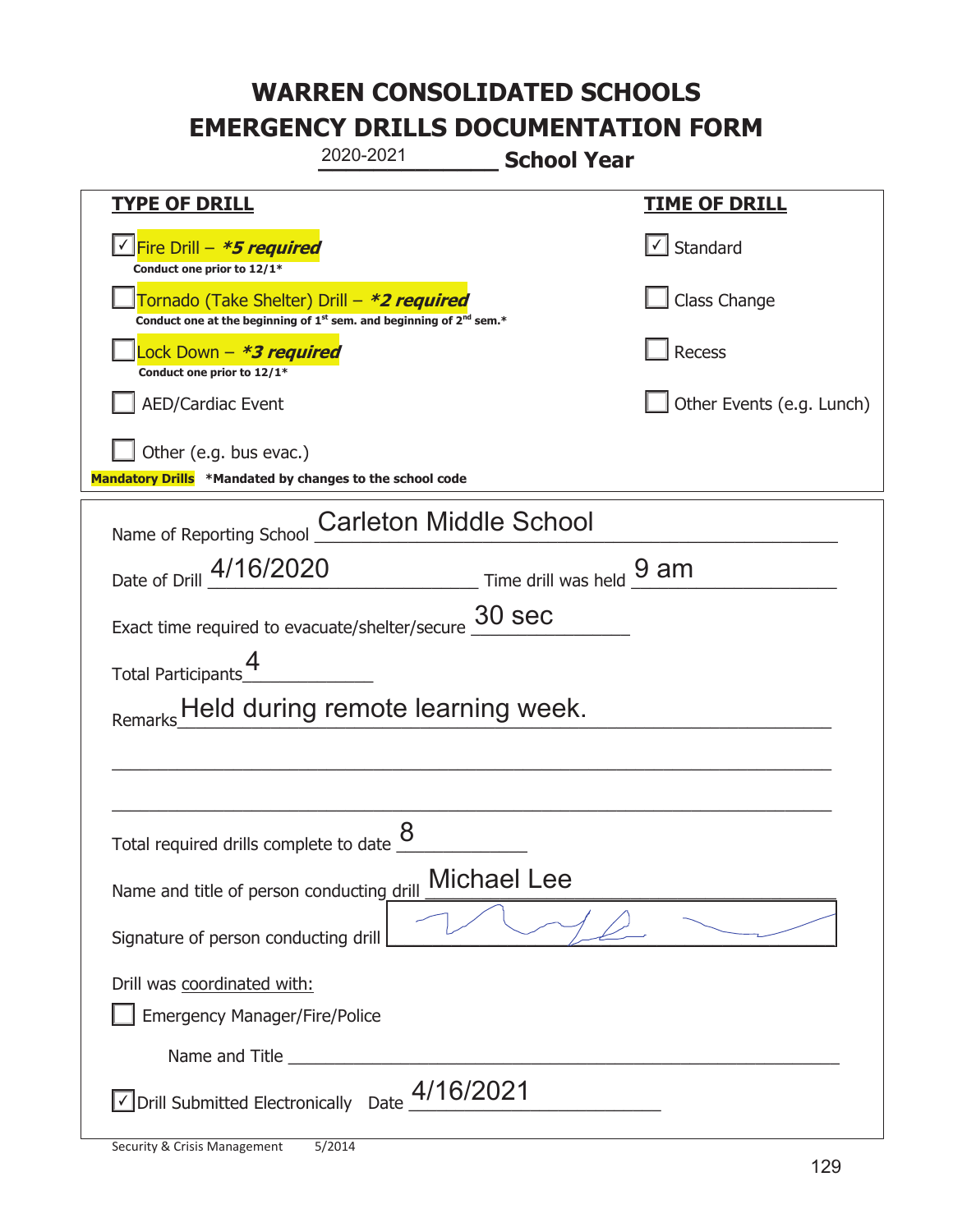# WARREN CONSOLIDATED SCHOOLS
# EMERGENCY DRILLS DOCUMENTATION FORM

2020-2021 **School Year**

| **TYPE OF DRILL** | **TIME OF DRILL** |
|---|---|
| ☑ Fire Drill – ***5 required*** <br> **Conduct one prior to 12/1*** | ☑ Standard |
| ☐ Tornado (Take Shelter) Drill – ***2 required*** <br> **Conduct one at the beginning of 1st sem. and beginning of 2nd sem.*** | ☐ Class Change |
| ☐ Lock Down – ***3 required*** <br> **Conduct one prior to 12/1*** | ☐ Recess |
| ☐ AED/Cardiac Event | ☐ Other Events (e.g. Lunch) |
| ☐ Other (e.g. bus evac.) | |

**Mandatory Drills** **\*Mandated by changes to the school code**

Name of Reporting School: Carleton Middle School

Date of Drill: 4/16/2020 Time drill was held: 9 am

Exact time required to evacuate/shelter/secure: 30 sec

Total Participants: 4

Remarks: Held during remote learning week.

Total required drills complete to date: 8

Name and title of person conducting drill: Michael Lee

Signature of person conducting drill: [signature]

Drill was coordinated with:

☐ Emergency Manager/Fire/Police

Name and Title: ______________________

☑ Drill Submitted Electronically Date: 4/16/2021

Security & Crisis Management 5/2014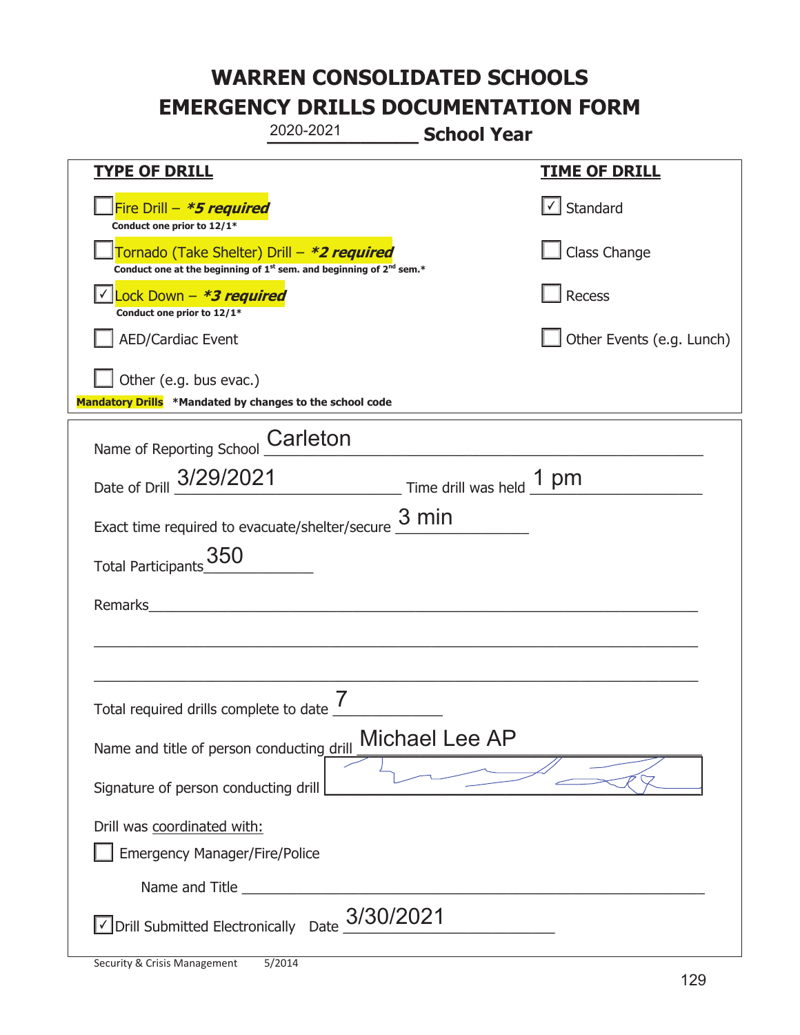# WARREN CONSOLIDATED SCHOOLS
# EMERGENCY DRILLS DOCUMENTATION FORM

2020-2021 **School Year**

| TYPE OF DRILL | TIME OF DRILL |
|---|---|
| ☐ Fire Drill – ***5 required*** <br> **Conduct one prior to 12/1*** | ☑ Standard |
| ☐ Tornado (Take Shelter) Drill – ***2 required*** <br> **Conduct one at the beginning of 1st sem. and beginning of 2nd sem.*** | ☐ Class Change |
| ☑ Lock Down – ***3 required*** <br> **Conduct one prior to 12/1*** | ☐ Recess |
| ☐ AED/Cardiac Event | ☐ Other Events (e.g. Lunch) |
| ☐ Other (e.g. bus evac.) | |

**Mandatory Drills** **\*Mandated by changes to the school code**

Name of Reporting School: Carleton

Date of Drill: 3/29/2021 Time drill was held: 1 pm

Exact time required to evacuate/shelter/secure: 3 min

Total Participants: 350

Remarks: ______________________________

Total required drills complete to date: 7

Name and title of person conducting drill: Michael Lee AP

Signature of person conducting drill: [signature]

Drill was coordinated with:

☐ Emergency Manager/Fire/Police

Name and Title ______________________________

☑ Drill Submitted Electronically Date: 3/30/2021

Security & Crisis Management 5/2014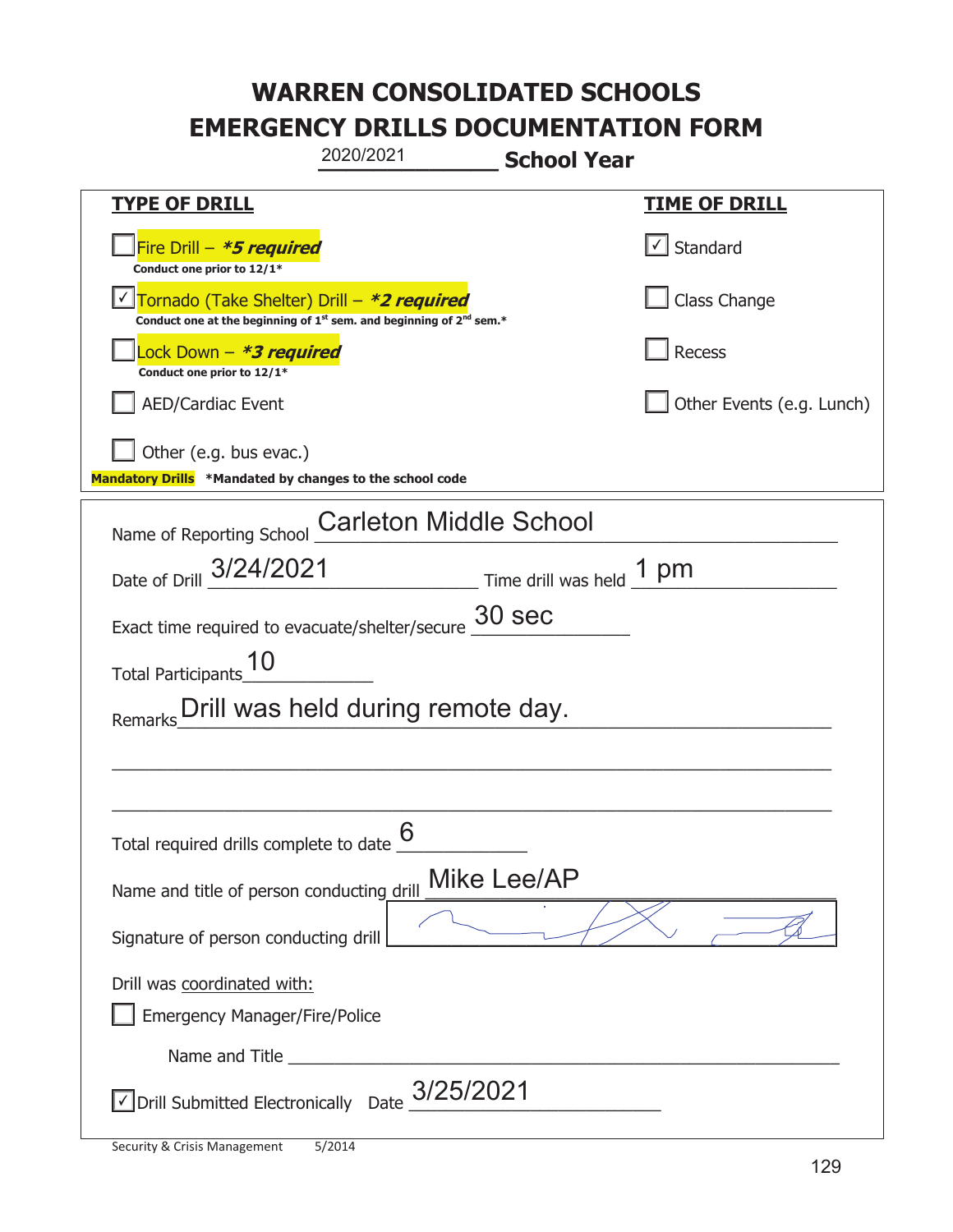# WARREN CONSOLIDATED SCHOOLS
# EMERGENCY DRILLS DOCUMENTATION FORM

2020/2021 **School Year**

| **TYPE OF DRILL** | **TIME OF DRILL** |
|---|---|
| ☐ Fire Drill – ***5 required*** <br> **Conduct one prior to 12/1*** | ☑ Standard |
| ☑ Tornado (Take Shelter) Drill – ***2 required*** <br> **Conduct one at the beginning of 1st sem. and beginning of 2nd sem.*** | ☐ Class Change |
| ☐ Lock Down – ***3 required*** <br> **Conduct one prior to 12/1*** | ☐ Recess |
| ☐ AED/Cardiac Event | ☐ Other Events (e.g. Lunch) |
| ☐ Other (e.g. bus evac.) | |

**Mandatory Drills** **\*Mandated by changes to the school code**

Name of Reporting School: Carleton Middle School

Date of Drill: 3/24/2021 Time drill was held: 1 pm

Exact time required to evacuate/shelter/secure: 30 sec

Total Participants: 10

Remarks: Drill was held during remote day.

Total required drills complete to date: 6

Name and title of person conducting drill: Mike Lee/AP

Signature of person conducting drill: [signature]

Drill was coordinated with:

☐ Emergency Manager/Fire/Police

Name and Title ______________________

☑ Drill Submitted Electronically Date: 3/25/2021

Security & Crisis Management 5/2014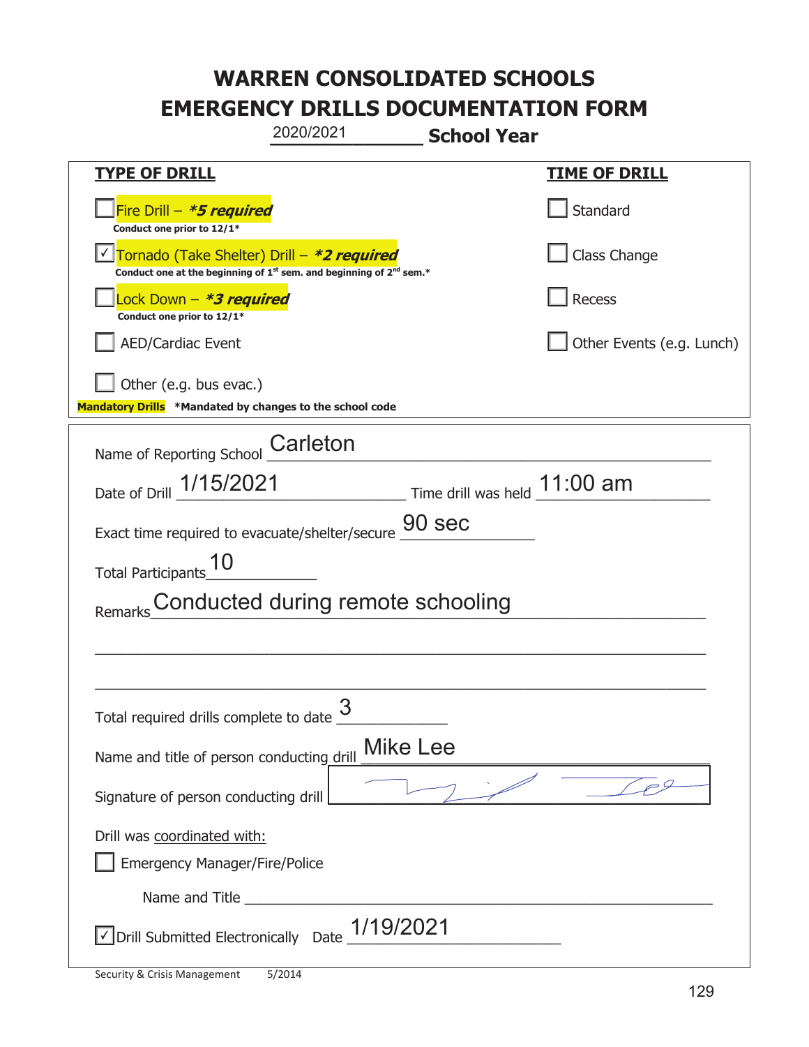# WARREN CONSOLIDATED SCHOOLS
# EMERGENCY DRILLS DOCUMENTATION FORM

2020/2021 **School Year**

| **TYPE OF DRILL** | **TIME OF DRILL** |
|---|---|
| ☐ Fire Drill – ***5 required*** <br> **Conduct one prior to 12/1*** | ☐ Standard |
| ☑ Tornado (Take Shelter) Drill – ***2 required*** <br> **Conduct one at the beginning of 1st sem. and beginning of 2nd sem.*** | ☐ Class Change |
| ☐ Lock Down – ***3 required*** <br> **Conduct one prior to 12/1*** | ☐ Recess |
| ☐ AED/Cardiac Event | ☐ Other Events (e.g. Lunch) |
| ☐ Other (e.g. bus evac.) | |

**Mandatory Drills** ***Mandated by changes to the school code**

Name of Reporting School: Carleton

Date of Drill: 1/15/2021 Time drill was held: 11:00 am

Exact time required to evacuate/shelter/secure: 90 sec

Total Participants: 10

Remarks: Conducted during remote schooling

Total required drills complete to date: 3

Name and title of person conducting drill: Mike Lee

Signature of person conducting drill: [signature]

Drill was coordinated with:

☐ Emergency Manager/Fire/Police

Name and Title: 

☑ Drill Submitted Electronically Date: 1/19/2021

Security & Crisis Management 5/2014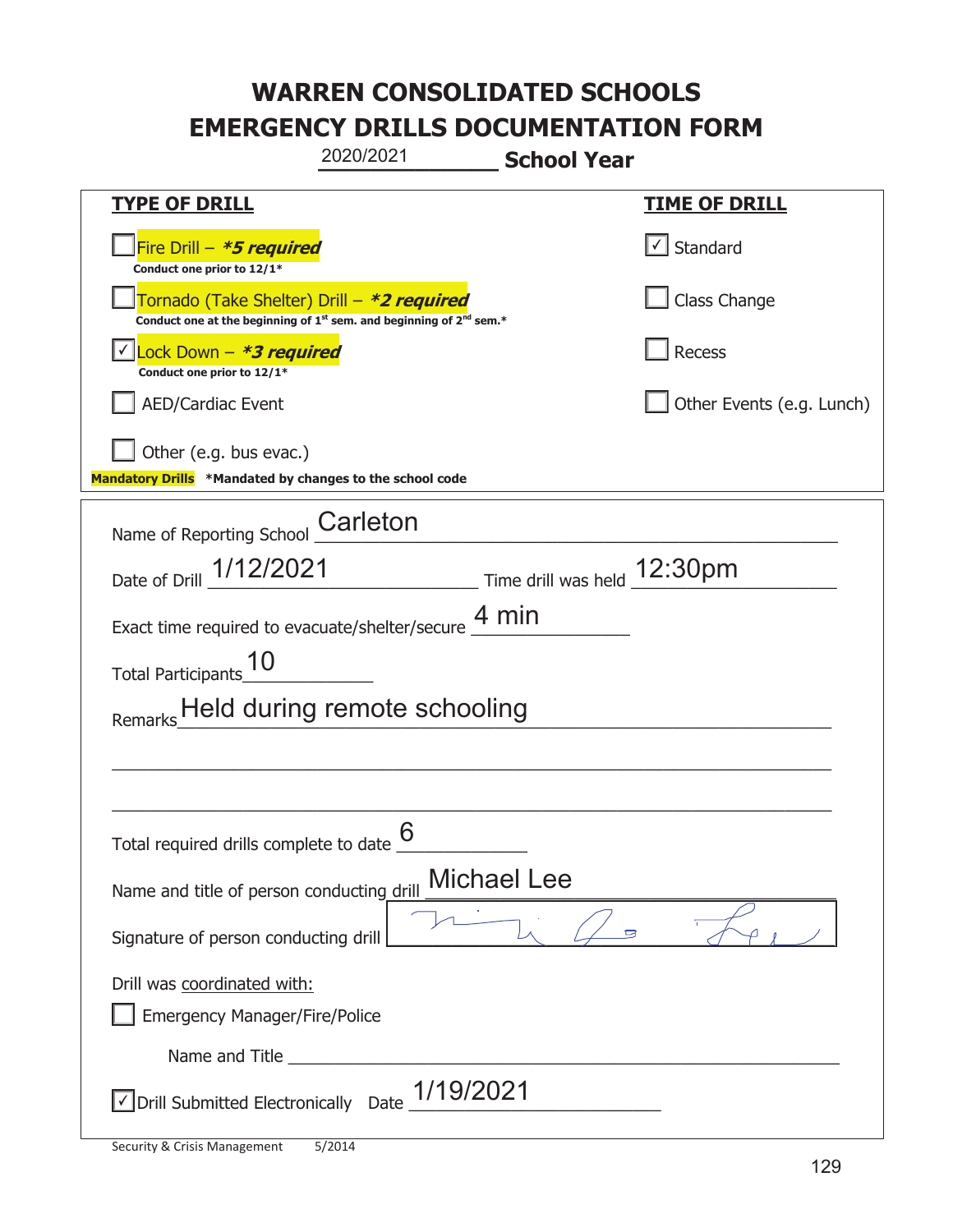# WARREN CONSOLIDATED SCHOOLS
# EMERGENCY DRILLS DOCUMENTATION FORM

2020/2021 **School Year**

| **TYPE OF DRILL** | **TIME OF DRILL** |
|---|---|
| ☐ Fire Drill – ***5 required*** <br> **Conduct one prior to 12/1*** | ☑ Standard |
| ☐ Tornado (Take Shelter) Drill – ***2 required*** <br> **Conduct one at the beginning of 1st sem. and beginning of 2nd sem.*** | ☐ Class Change |
| ☑ Lock Down – ***3 required*** <br> **Conduct one prior to 12/1*** | ☐ Recess |
| ☐ AED/Cardiac Event | ☐ Other Events (e.g. Lunch) |
| ☐ Other (e.g. bus evac.) | |

**Mandatory Drills** ***Mandated by changes to the school code**

Name of Reporting School: Carleton

Date of Drill: 1/12/2021 Time drill was held: 12:30pm

Exact time required to evacuate/shelter/secure: 4 min

Total Participants: 10

Remarks: Held during remote schooling

Total required drills complete to date: 6

Name and title of person conducting drill: Michael Lee

Signature of person conducting drill: [signature]

Drill was coordinated with:

☐ Emergency Manager/Fire/Police

Name and Title ______________________

☑ Drill Submitted Electronically Date: 1/19/2021

Security & Crisis Management 5/2014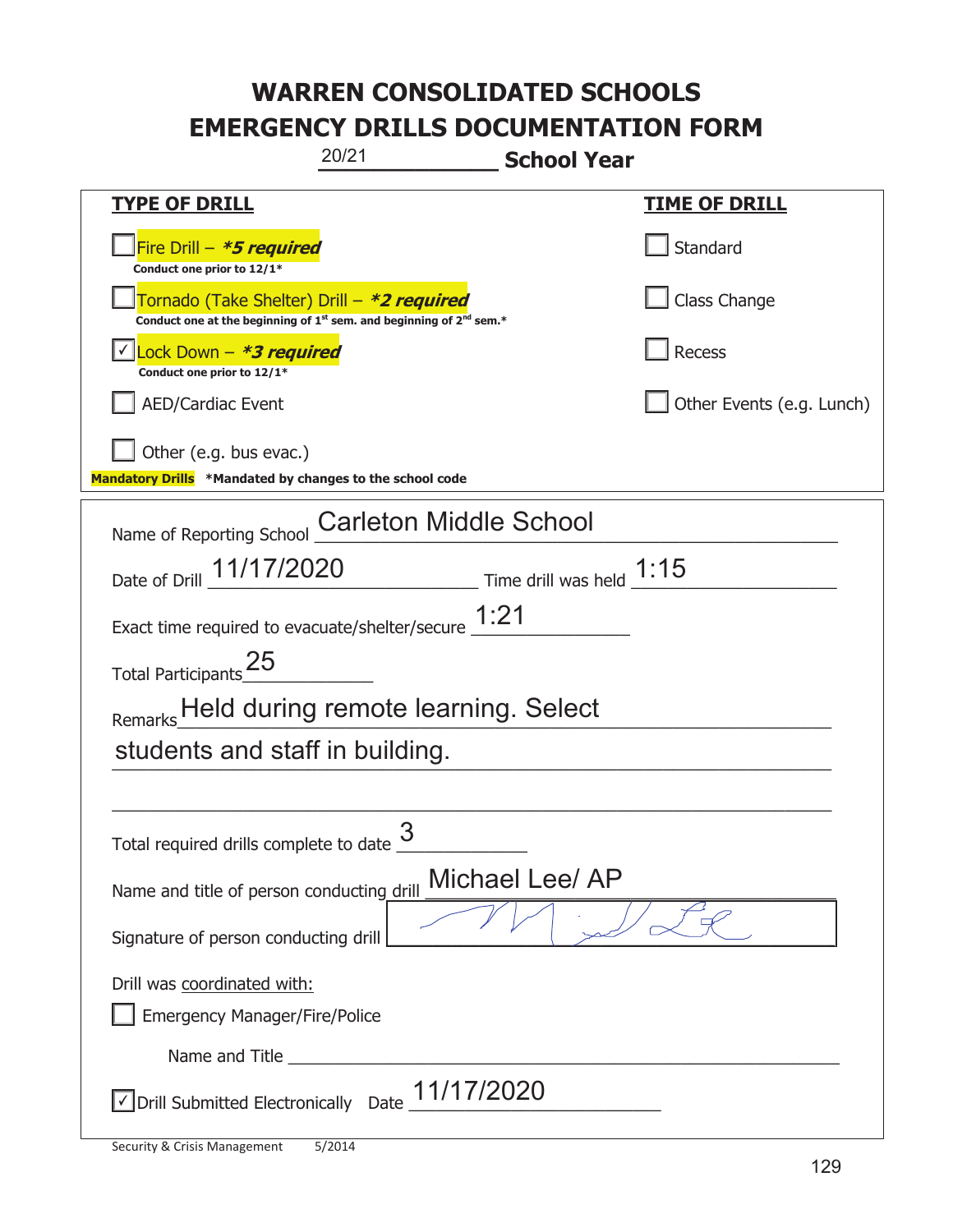# WARREN CONSOLIDATED SCHOOLS
# EMERGENCY DRILLS DOCUMENTATION FORM

20/21 **School Year**

| **TYPE OF DRILL** | **TIME OF DRILL** |
|---|---|
| ☐ Fire Drill – ***\*5 required*** <br> **Conduct one prior to 12/1\*** | ☐ Standard |
| ☐ Tornado (Take Shelter) Drill – ***\*2 required*** <br> **Conduct one at the beginning of 1st sem. and beginning of 2nd sem.\*** | ☐ Class Change |
| ☑ Lock Down – ***\*3 required*** <br> **Conduct one prior to 12/1\*** | ☐ Recess |
| ☐ AED/Cardiac Event | ☐ Other Events (e.g. Lunch) |
| ☐ Other (e.g. bus evac.) | |

**Mandatory Drills** **\*Mandated by changes to the school code**

Name of Reporting School: Carleton Middle School

Date of Drill: 11/17/2020 Time drill was held: 1:15

Exact time required to evacuate/shelter/secure: 1:21

Total Participants: 25

Remarks: Held during remote learning. Select students and staff in building.

Total required drills complete to date: 3

Name and title of person conducting drill: Michael Lee/ AP

Signature of person conducting drill: [signature]

Drill was coordinated with:

☐ Emergency Manager/Fire/Police

Name and Title: ____________________

☑ Drill Submitted Electronically Date: 11/17/2020

Security & Crisis Management 5/2014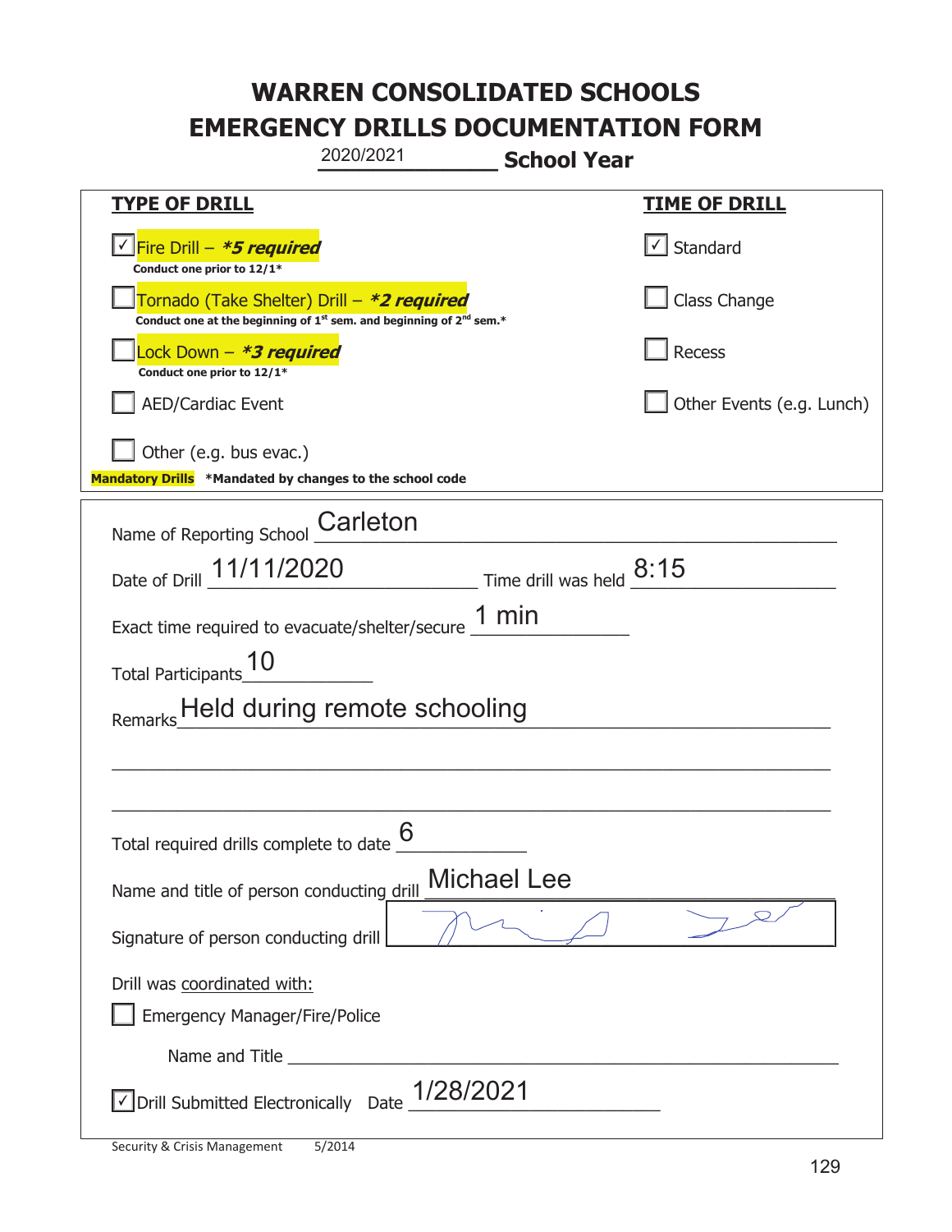# WARREN CONSOLIDATED SCHOOLS
# EMERGENCY DRILLS DOCUMENTATION FORM

2020/2021 **School Year**

| **TYPE OF DRILL** | **TIME OF DRILL** |
|---|---|
| ☑ Fire Drill – ***5 required*** <br> **Conduct one prior to 12/1*** | ☑ Standard |
| ☐ Tornado (Take Shelter) Drill – ***2 required*** <br> **Conduct one at the beginning of 1st sem. and beginning of 2nd sem.*** | ☐ Class Change |
| ☐ Lock Down – ***3 required*** <br> **Conduct one prior to 12/1*** | ☐ Recess |
| ☐ AED/Cardiac Event | ☐ Other Events (e.g. Lunch) |
| ☐ Other (e.g. bus evac.) | |

**Mandatory Drills** **\*Mandated by changes to the school code**

Name of Reporting School: Carleton

Date of Drill: 11/11/2020 Time drill was held: 8:15

Exact time required to evacuate/shelter/secure: 1 min

Total Participants: 10

Remarks: Held during remote schooling

Total required drills complete to date: 6

Name and title of person conducting drill: Michael Lee

Signature of person conducting drill: [signature]

Drill was coordinated with:

☐ Emergency Manager/Fire/Police

Name and Title ______________________

☑ Drill Submitted Electronically Date: 1/28/2021

Security & Crisis Management 5/2014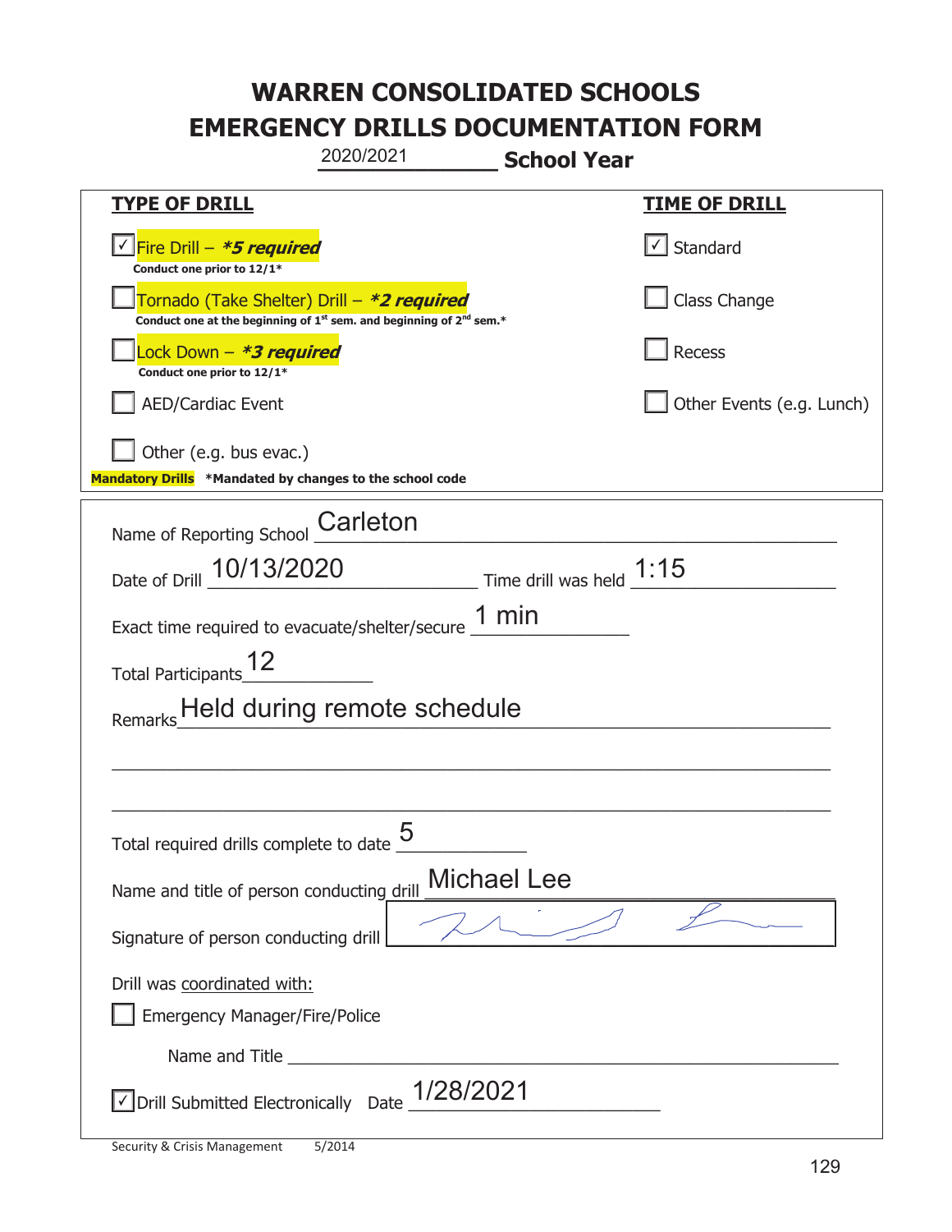# WARREN CONSOLIDATED SCHOOLS
# EMERGENCY DRILLS DOCUMENTATION FORM

2020/2021 **School Year**

| **TYPE OF DRILL** | **TIME OF DRILL** |
|---|---|
| ☑ Fire Drill – ***5 required*** <br> **Conduct one prior to 12/1*** | ☑ Standard |
| ☐ Tornado (Take Shelter) Drill – ***2 required*** <br> **Conduct one at the beginning of 1st sem. and beginning of 2nd sem.*** | ☐ Class Change |
| ☐ Lock Down – ***3 required*** <br> **Conduct one prior to 12/1*** | ☐ Recess |
| ☐ AED/Cardiac Event | ☐ Other Events (e.g. Lunch) |
| ☐ Other (e.g. bus evac.) | |

**Mandatory Drills** **\*Mandated by changes to the school code**

Name of Reporting School: Carleton

Date of Drill: 10/13/2020 Time drill was held: 1:15

Exact time required to evacuate/shelter/secure: 1 min

Total Participants: 12

Remarks: Held during remote schedule

Total required drills complete to date: 5

Name and title of person conducting drill: Michael Lee

Signature of person conducting drill: [signature]

Drill was coordinated with:

☐ Emergency Manager/Fire/Police

Name and Title: ______________________

☑ Drill Submitted Electronically Date: 1/28/2021

Security & Crisis Management 5/2014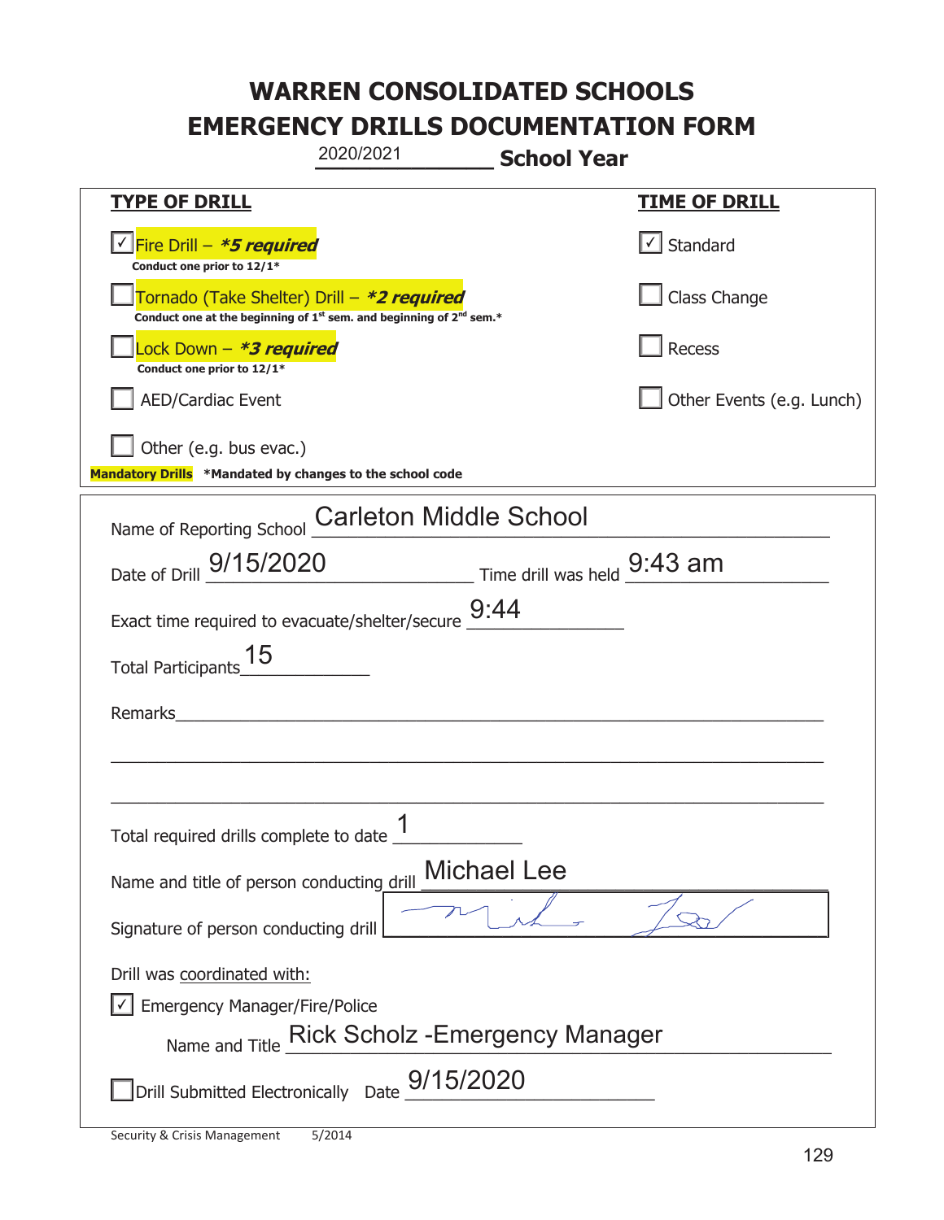# WARREN CONSOLIDATED SCHOOLS
# EMERGENCY DRILLS DOCUMENTATION FORM

2020/2021 **School Year**

| **TYPE OF DRILL** | **TIME OF DRILL** |
|---|---|
| ☑ Fire Drill – ***5 required*** <br> **Conduct one prior to 12/1*** | ☑ Standard |
| ☐ Tornado (Take Shelter) Drill – ***2 required*** <br> **Conduct one at the beginning of 1st sem. and beginning of 2nd sem.*** | ☐ Class Change |
| ☐ Lock Down – ***3 required*** <br> **Conduct one prior to 12/1*** | ☐ Recess |
| ☐ AED/Cardiac Event | ☐ Other Events (e.g. Lunch) |
| ☐ Other (e.g. bus evac.) | |

**Mandatory Drills** **\*Mandated by changes to the school code**

Name of Reporting School: Carleton Middle School

Date of Drill: 9/15/2020 Time drill was held: 9:43 am

Exact time required to evacuate/shelter/secure: 9:44

Total Participants: 15

Remarks: ______________________________

Total required drills complete to date: 1

Name and title of person conducting drill: Michael Lee

Signature of person conducting drill: [signature]

Drill was coordinated with:

☑ Emergency Manager/Fire/Police

Name and Title: Rick Scholz -Emergency Manager

☐ Drill Submitted Electronically Date: 9/15/2020

Security & Crisis Management 5/2014